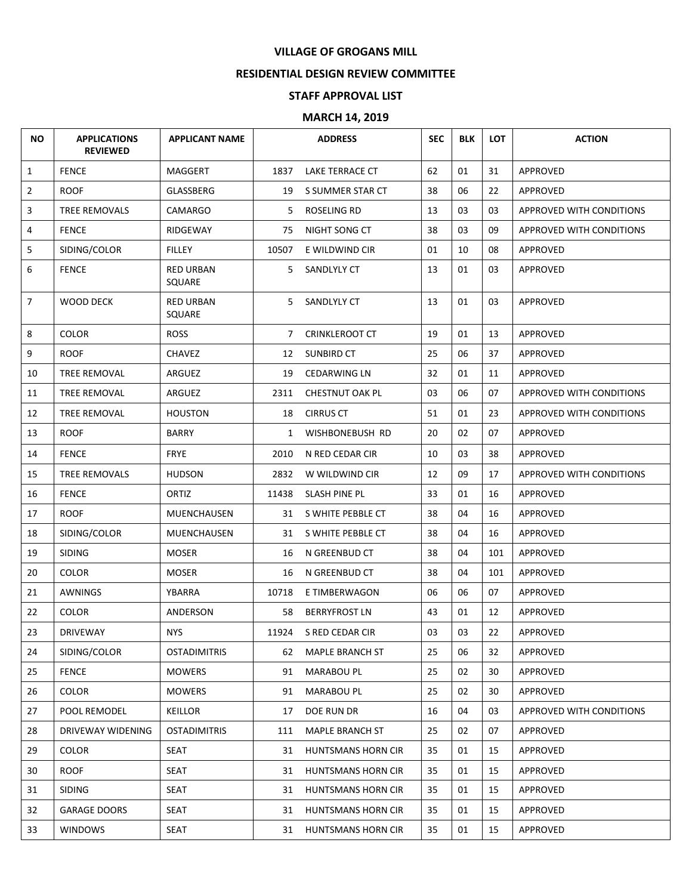# VILLAGE OF GROGANS MILL

## RESIDENTIAL DESIGN REVIEW COMMITTEE

## STAFF APPROVAL LIST

## MARCH 14, 2019

| NO | APPLICATIONS REVIEWED | APPLICANT NAME | ADDRESS | | SEC | BLK | LOT | ACTION |
|---|---|---|---|---|---|---|---|---|
| 1 | FENCE | MAGGERT | 1837 | LAKE TERRACE CT | 62 | 01 | 31 | APPROVED |
| 2 | ROOF | GLASSBERG | 19 | S SUMMER STAR CT | 38 | 06 | 22 | APPROVED |
| 3 | TREE REMOVALS | CAMARGO | 5 | ROSELING RD | 13 | 03 | 03 | APPROVED WITH CONDITIONS |
| 4 | FENCE | RIDGEWAY | 75 | NIGHT SONG CT | 38 | 03 | 09 | APPROVED WITH CONDITIONS |
| 5 | SIDING/COLOR | FILLEY | 10507 | E WILDWIND CIR | 01 | 10 | 08 | APPROVED |
| 6 | FENCE | RED URBAN SQUARE | 5 | SANDLYLY CT | 13 | 01 | 03 | APPROVED |
| 7 | WOOD DECK | RED URBAN SQUARE | 5 | SANDLYLY CT | 13 | 01 | 03 | APPROVED |
| 8 | COLOR | ROSS | 7 | CRINKLEROOT CT | 19 | 01 | 13 | APPROVED |
| 9 | ROOF | CHAVEZ | 12 | SUNBIRD CT | 25 | 06 | 37 | APPROVED |
| 10 | TREE REMOVAL | ARGUEZ | 19 | CEDARWING LN | 32 | 01 | 11 | APPROVED |
| 11 | TREE REMOVAL | ARGUEZ | 2311 | CHESTNUT OAK PL | 03 | 06 | 07 | APPROVED WITH CONDITIONS |
| 12 | TREE REMOVAL | HOUSTON | 18 | CIRRUS CT | 51 | 01 | 23 | APPROVED WITH CONDITIONS |
| 13 | ROOF | BARRY | 1 | WISHBONEBUSH RD | 20 | 02 | 07 | APPROVED |
| 14 | FENCE | FRYE | 2010 | N RED CEDAR CIR | 10 | 03 | 38 | APPROVED |
| 15 | TREE REMOVALS | HUDSON | 2832 | W WILDWIND CIR | 12 | 09 | 17 | APPROVED WITH CONDITIONS |
| 16 | FENCE | ORTIZ | 11438 | SLASH PINE PL | 33 | 01 | 16 | APPROVED |
| 17 | ROOF | MUENCHAUSEN | 31 | S WHITE PEBBLE CT | 38 | 04 | 16 | APPROVED |
| 18 | SIDING/COLOR | MUENCHAUSEN | 31 | S WHITE PEBBLE CT | 38 | 04 | 16 | APPROVED |
| 19 | SIDING | MOSER | 16 | N GREENBUD CT | 38 | 04 | 101 | APPROVED |
| 20 | COLOR | MOSER | 16 | N GREENBUD CT | 38 | 04 | 101 | APPROVED |
| 21 | AWNINGS | YBARRA | 10718 | E TIMBERWAGON | 06 | 06 | 07 | APPROVED |
| 22 | COLOR | ANDERSON | 58 | BERRYFROST LN | 43 | 01 | 12 | APPROVED |
| 23 | DRIVEWAY | NYS | 11924 | S RED CEDAR CIR | 03 | 03 | 22 | APPROVED |
| 24 | SIDING/COLOR | OSTADIMITRIS | 62 | MAPLE BRANCH ST | 25 | 06 | 32 | APPROVED |
| 25 | FENCE | MOWERS | 91 | MARABOU PL | 25 | 02 | 30 | APPROVED |
| 26 | COLOR | MOWERS | 91 | MARABOU PL | 25 | 02 | 30 | APPROVED |
| 27 | POOL REMODEL | KEILLOR | 17 | DOE RUN DR | 16 | 04 | 03 | APPROVED WITH CONDITIONS |
| 28 | DRIVEWAY WIDENING | OSTADIMITRIS | 111 | MAPLE BRANCH ST | 25 | 02 | 07 | APPROVED |
| 29 | COLOR | SEAT | 31 | HUNTSMANS HORN CIR | 35 | 01 | 15 | APPROVED |
| 30 | ROOF | SEAT | 31 | HUNTSMANS HORN CIR | 35 | 01 | 15 | APPROVED |
| 31 | SIDING | SEAT | 31 | HUNTSMANS HORN CIR | 35 | 01 | 15 | APPROVED |
| 32 | GARAGE DOORS | SEAT | 31 | HUNTSMANS HORN CIR | 35 | 01 | 15 | APPROVED |
| 33 | WINDOWS | SEAT | 31 | HUNTSMANS HORN CIR | 35 | 01 | 15 | APPROVED |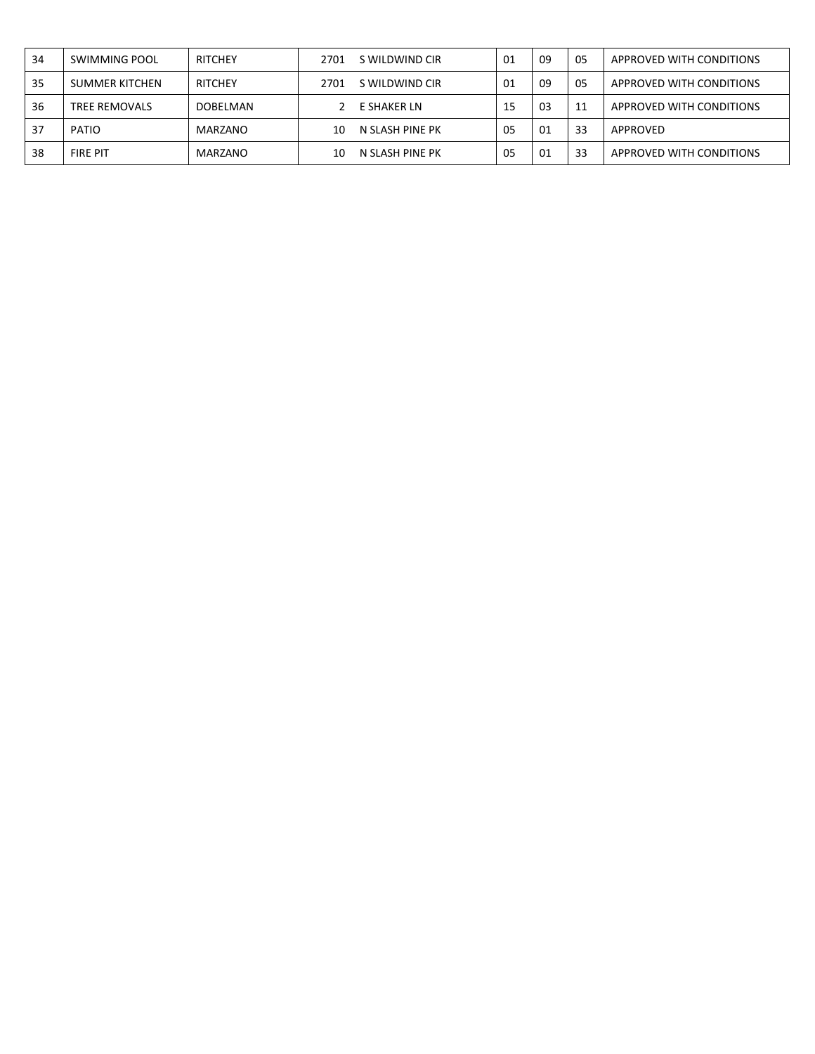| | | | | | | | | |
|---|---|---|---|---|---|---|---|---|
| 34 | SWIMMING POOL | RITCHEY | 2701 | S WILDWIND CIR | 01 | 09 | 05 | APPROVED WITH CONDITIONS |
| 35 | SUMMER KITCHEN | RITCHEY | 2701 | S WILDWIND CIR | 01 | 09 | 05 | APPROVED WITH CONDITIONS |
| 36 | TREE REMOVALS | DOBELMAN | 2 | E SHAKER LN | 15 | 03 | 11 | APPROVED WITH CONDITIONS |
| 37 | PATIO | MARZANO | 10 | N SLASH PINE PK | 05 | 01 | 33 | APPROVED |
| 38 | FIRE PIT | MARZANO | 10 | N SLASH PINE PK | 05 | 01 | 33 | APPROVED WITH CONDITIONS |